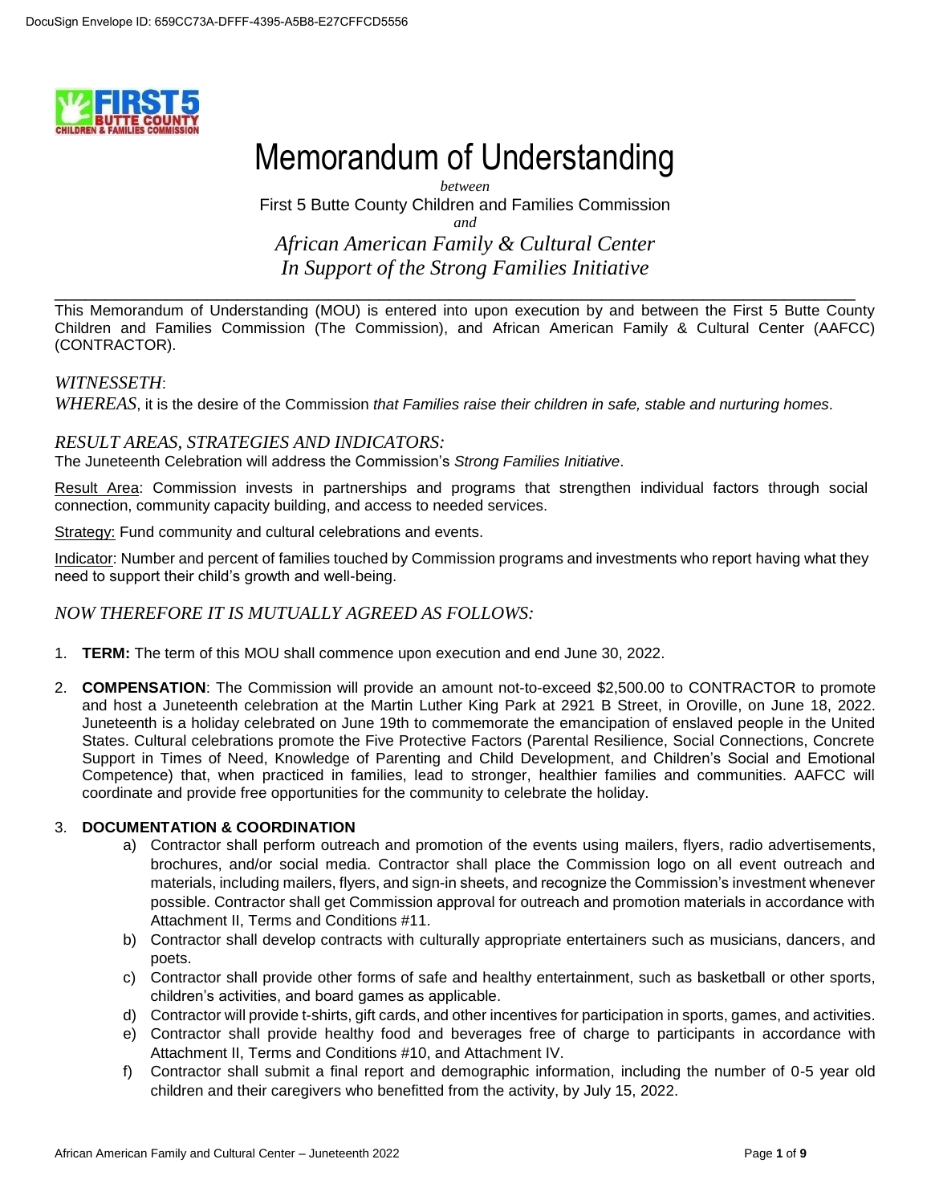# Memorandum of Understanding

*between*

First 5 Butte County Children and Families Commission

*and*

*African American Family & Cultural Center*
*In Support of the Strong Families Initiative*

---

This Memorandum of Understanding (MOU) is entered into upon execution by and between the First 5 Butte County Children and Families Commission (The Commission), and African American Family & Cultural Center (AAFCC) (CONTRACTOR).

*WITNESSETH*:

*WHEREAS*, it is the desire of the Commission *that Families raise their children in safe, stable and nurturing homes*.

## *RESULT AREAS, STRATEGIES AND INDICATORS:*

The Juneteenth Celebration will address the Commission's *Strong Families Initiative*.

Result Area: Commission invests in partnerships and programs that strengthen individual factors through social connection, community capacity building, and access to needed services.

Strategy: Fund community and cultural celebrations and events.

Indicator: Number and percent of families touched by Commission programs and investments who report having what they need to support their child's growth and well-being.

## *NOW THEREFORE IT IS MUTUALLY AGREED AS FOLLOWS:*

1. **TERM:** The term of this MOU shall commence upon execution and end June 30, 2022.

2. **COMPENSATION**: The Commission will provide an amount not-to-exceed $2,500.00 to CONTRACTOR to promote and host a Juneteenth celebration at the Martin Luther King Park at 2921 B Street, in Oroville, on June 18, 2022. Juneteenth is a holiday celebrated on June 19th to commemorate the emancipation of enslaved people in the United States. Cultural celebrations promote the Five Protective Factors (Parental Resilience, Social Connections, Concrete Support in Times of Need, Knowledge of Parenting and Child Development, and Children's Social and Emotional Competence) that, when practiced in families, lead to stronger, healthier families and communities. AAFCC will coordinate and provide free opportunities for the community to celebrate the holiday.

3. **DOCUMENTATION & COORDINATION**
   a) Contractor shall perform outreach and promotion of the events using mailers, flyers, radio advertisements, brochures, and/or social media. Contractor shall place the Commission logo on all event outreach and materials, including mailers, flyers, and sign-in sheets, and recognize the Commission's investment whenever possible. Contractor shall get Commission approval for outreach and promotion materials in accordance with Attachment II, Terms and Conditions #11.
   b) Contractor shall develop contracts with culturally appropriate entertainers such as musicians, dancers, and poets.
   c) Contractor shall provide other forms of safe and healthy entertainment, such as basketball or other sports, children's activities, and board games as applicable.
   d) Contractor will provide t-shirts, gift cards, and other incentives for participation in sports, games, and activities.
   e) Contractor shall provide healthy food and beverages free of charge to participants in accordance with Attachment II, Terms and Conditions #10, and Attachment IV.
   f) Contractor shall submit a final report and demographic information, including the number of 0-5 year old children and their caregivers who benefitted from the activity, by July 15, 2022.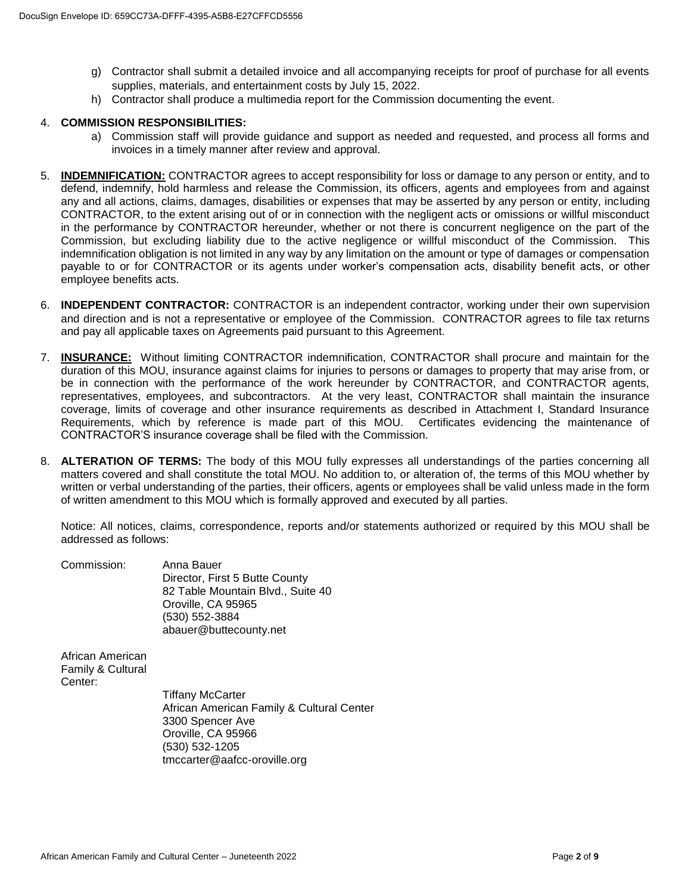g) Contractor shall submit a detailed invoice and all accompanying receipts for proof of purchase for all events supplies, materials, and entertainment costs by July 15, 2022.

h) Contractor shall produce a multimedia report for the Commission documenting the event.

4. **COMMISSION RESPONSIBILITIES:**

   a) Commission staff will provide guidance and support as needed and requested, and process all forms and invoices in a timely manner after review and approval.

5. **<u>INDEMNIFICATION:</u>** CONTRACTOR agrees to accept responsibility for loss or damage to any person or entity, and to defend, indemnify, hold harmless and release the Commission, its officers, agents and employees from and against any and all actions, claims, damages, disabilities or expenses that may be asserted by any person or entity, including CONTRACTOR, to the extent arising out of or in connection with the negligent acts or omissions or willful misconduct in the performance by CONTRACTOR hereunder, whether or not there is concurrent negligence on the part of the Commission, but excluding liability due to the active negligence or willful misconduct of the Commission. This indemnification obligation is not limited in any way by any limitation on the amount or type of damages or compensation payable to or for CONTRACTOR or its agents under worker's compensation acts, disability benefit acts, or other employee benefits acts.

6. **INDEPENDENT CONTRACTOR:** CONTRACTOR is an independent contractor, working under their own supervision and direction and is not a representative or employee of the Commission. CONTRACTOR agrees to file tax returns and pay all applicable taxes on Agreements paid pursuant to this Agreement.

7. **<u>INSURANCE:</u>** Without limiting CONTRACTOR indemnification, CONTRACTOR shall procure and maintain for the duration of this MOU, insurance against claims for injuries to persons or damages to property that may arise from, or be in connection with the performance of the work hereunder by CONTRACTOR, and CONTRACTOR agents, representatives, employees, and subcontractors. At the very least, CONTRACTOR shall maintain the insurance coverage, limits of coverage and other insurance requirements as described in Attachment I, Standard Insurance Requirements, which by reference is made part of this MOU. Certificates evidencing the maintenance of CONTRACTOR'S insurance coverage shall be filed with the Commission.

8. **ALTERATION OF TERMS:** The body of this MOU fully expresses all understandings of the parties concerning all matters covered and shall constitute the total MOU. No addition to, or alteration of, the terms of this MOU whether by written or verbal understanding of the parties, their officers, agents or employees shall be valid unless made in the form of written amendment to this MOU which is formally approved and executed by all parties.

   Notice: All notices, claims, correspondence, reports and/or statements authorized or required by this MOU shall be addressed as follows:

   Commission:

   Anna Bauer
   Director, First 5 Butte County
   82 Table Mountain Blvd., Suite 40
   Oroville, CA 95965
   (530) 552-3884
   abauer@buttecounty.net

   African American Family & Cultural Center:

   Tiffany McCarter
   African American Family & Cultural Center
   3300 Spencer Ave
   Oroville, CA 95966
   (530) 532-1205
   tmccarter@aafcc-oroville.org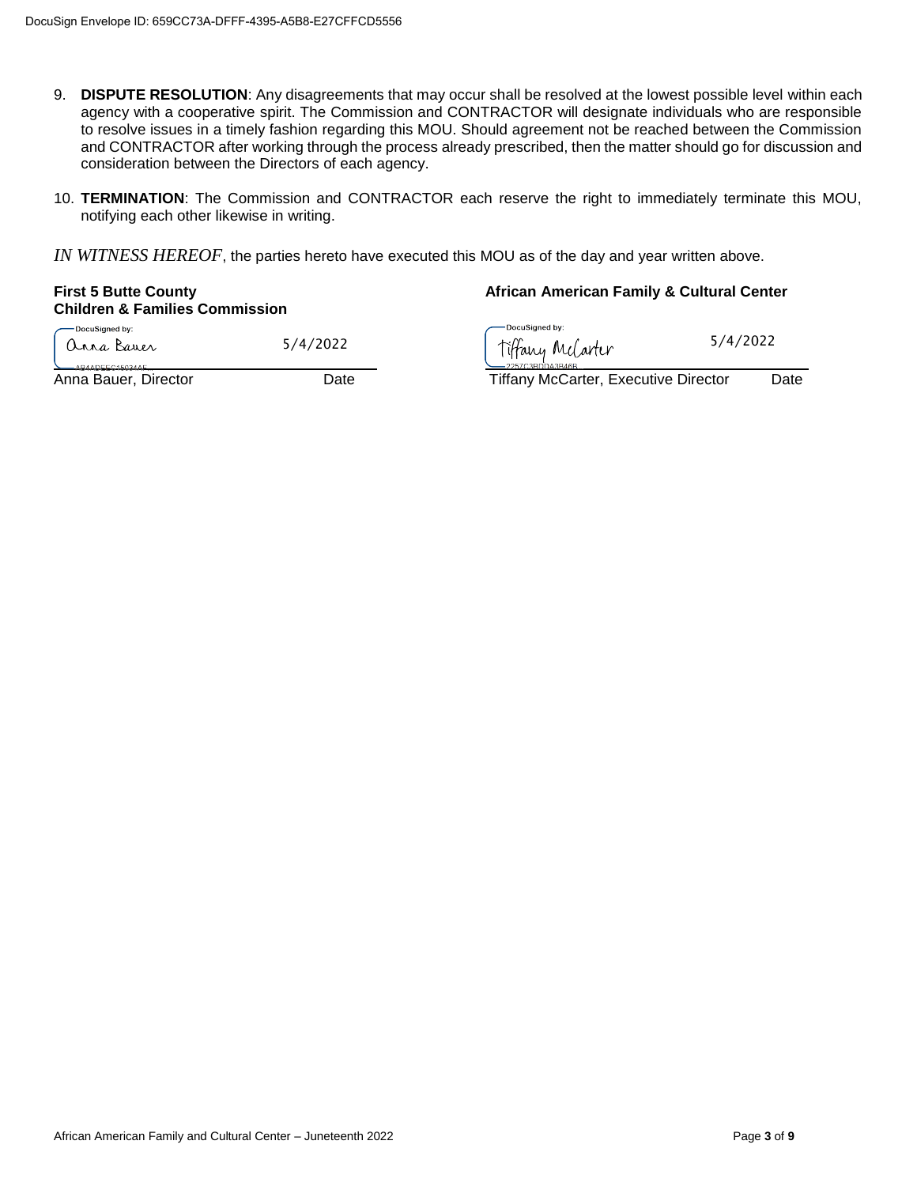9. **DISPUTE RESOLUTION**: Any disagreements that may occur shall be resolved at the lowest possible level within each agency with a cooperative spirit. The Commission and CONTRACTOR will designate individuals who are responsible to resolve issues in a timely fashion regarding this MOU. Should agreement not be reached between the Commission and CONTRACTOR after working through the process already prescribed, then the matter should go for discussion and consideration between the Directors of each agency.

10. **TERMINATION**: The Commission and CONTRACTOR each reserve the right to immediately terminate this MOU, notifying each other likewise in writing.

*IN WITNESS HEREOF*, the parties hereto have executed this MOU as of the day and year written above.

| **First 5 Butte County Children & Families Commission** | | **African American Family & Cultural Center** | |
|---|---|---|---|
| DocuSigned by: Anna Bauer | 5/4/2022 | DocuSigned by: Tiffany McCarter | 5/4/2022 |
| Anna Bauer, Director | Date | Tiffany McCarter, Executive Director | Date |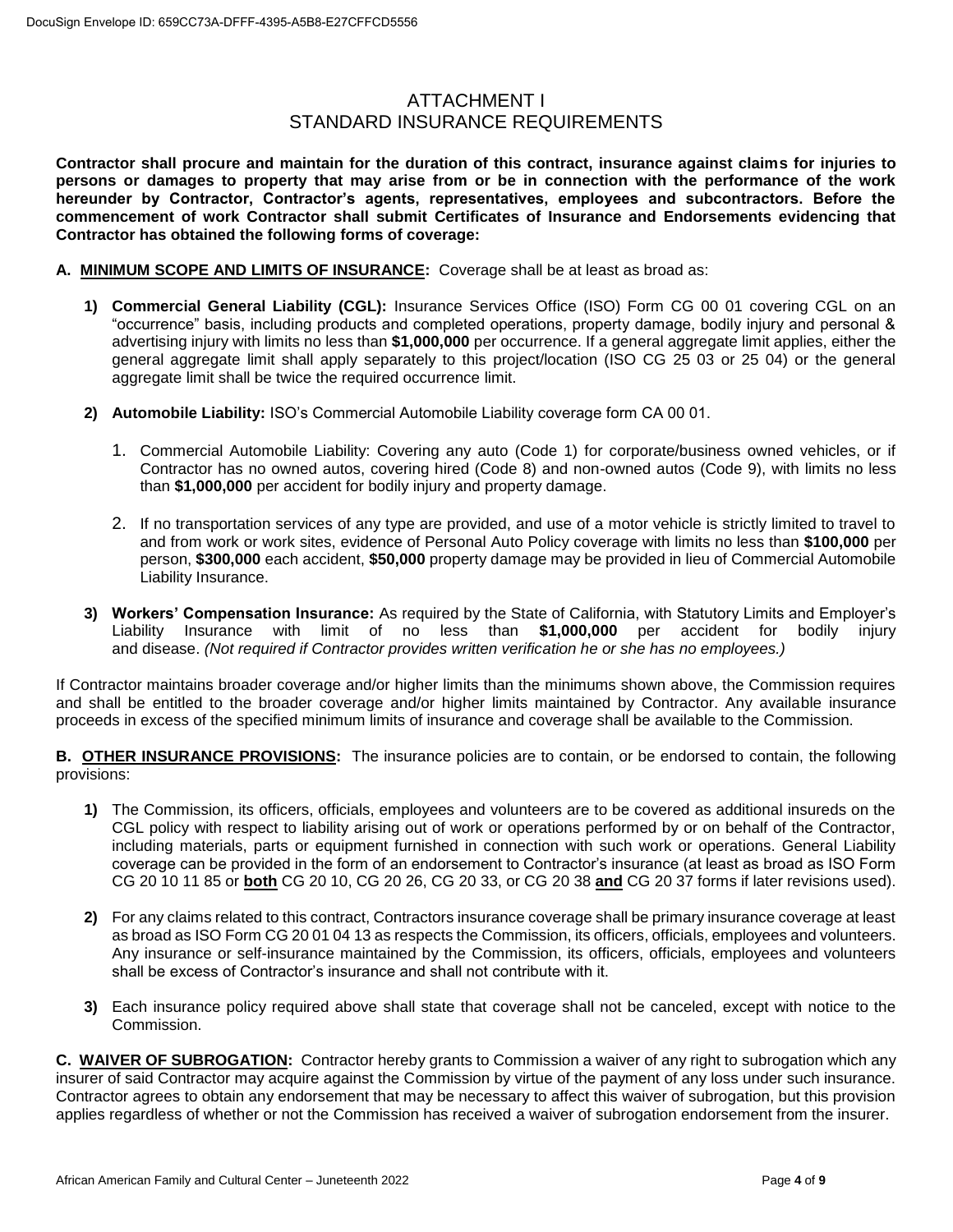# ATTACHMENT I
## STANDARD INSURANCE REQUIREMENTS

**Contractor shall procure and maintain for the duration of this contract, insurance against claims for injuries to persons or damages to property that may arise from or be in connection with the performance of the work hereunder by Contractor, Contractor's agents, representatives, employees and subcontractors. Before the commencement of work Contractor shall submit Certificates of Insurance and Endorsements evidencing that Contractor has obtained the following forms of coverage:**

**A. MINIMUM SCOPE AND LIMITS OF INSURANCE:** Coverage shall be at least as broad as:

**1) Commercial General Liability (CGL):** Insurance Services Office (ISO) Form CG 00 01 covering CGL on an "occurrence" basis, including products and completed operations, property damage, bodily injury and personal & advertising injury with limits no less than **$1,000,000** per occurrence. If a general aggregate limit applies, either the general aggregate limit shall apply separately to this project/location (ISO CG 25 03 or 25 04) or the general aggregate limit shall be twice the required occurrence limit.

**2) Automobile Liability:** ISO's Commercial Automobile Liability coverage form CA 00 01.

1. Commercial Automobile Liability: Covering any auto (Code 1) for corporate/business owned vehicles, or if Contractor has no owned autos, covering hired (Code 8) and non-owned autos (Code 9), with limits no less than **$1,000,000** per accident for bodily injury and property damage.

2. If no transportation services of any type are provided, and use of a motor vehicle is strictly limited to travel to and from work or work sites, evidence of Personal Auto Policy coverage with limits no less than **$100,000** per person, **$300,000** each accident, **$50,000** property damage may be provided in lieu of Commercial Automobile Liability Insurance.

**3) Workers' Compensation Insurance:** As required by the State of California, with Statutory Limits and Employer's Liability Insurance with limit of no less than **$1,000,000** per accident for bodily injury and disease. *(Not required if Contractor provides written verification he or she has no employees.)*

If Contractor maintains broader coverage and/or higher limits than the minimums shown above, the Commission requires and shall be entitled to the broader coverage and/or higher limits maintained by Contractor. Any available insurance proceeds in excess of the specified minimum limits of insurance and coverage shall be available to the Commission.

**B. OTHER INSURANCE PROVISIONS:** The insurance policies are to contain, or be endorsed to contain, the following provisions:

**1)** The Commission, its officers, officials, employees and volunteers are to be covered as additional insureds on the CGL policy with respect to liability arising out of work or operations performed by or on behalf of the Contractor, including materials, parts or equipment furnished in connection with such work or operations. General Liability coverage can be provided in the form of an endorsement to Contractor's insurance (at least as broad as ISO Form CG 20 10 11 85 or **both** CG 20 10, CG 20 26, CG 20 33, or CG 20 38 **and** CG 20 37 forms if later revisions used).

**2)** For any claims related to this contract, Contractors insurance coverage shall be primary insurance coverage at least as broad as ISO Form CG 20 01 04 13 as respects the Commission, its officers, officials, employees and volunteers. Any insurance or self-insurance maintained by the Commission, its officers, officials, employees and volunteers shall be excess of Contractor's insurance and shall not contribute with it.

**3)** Each insurance policy required above shall state that coverage shall not be canceled, except with notice to the Commission.

**C. WAIVER OF SUBROGATION:** Contractor hereby grants to Commission a waiver of any right to subrogation which any insurer of said Contractor may acquire against the Commission by virtue of the payment of any loss under such insurance. Contractor agrees to obtain any endorsement that may be necessary to affect this waiver of subrogation, but this provision applies regardless of whether or not the Commission has received a waiver of subrogation endorsement from the insurer.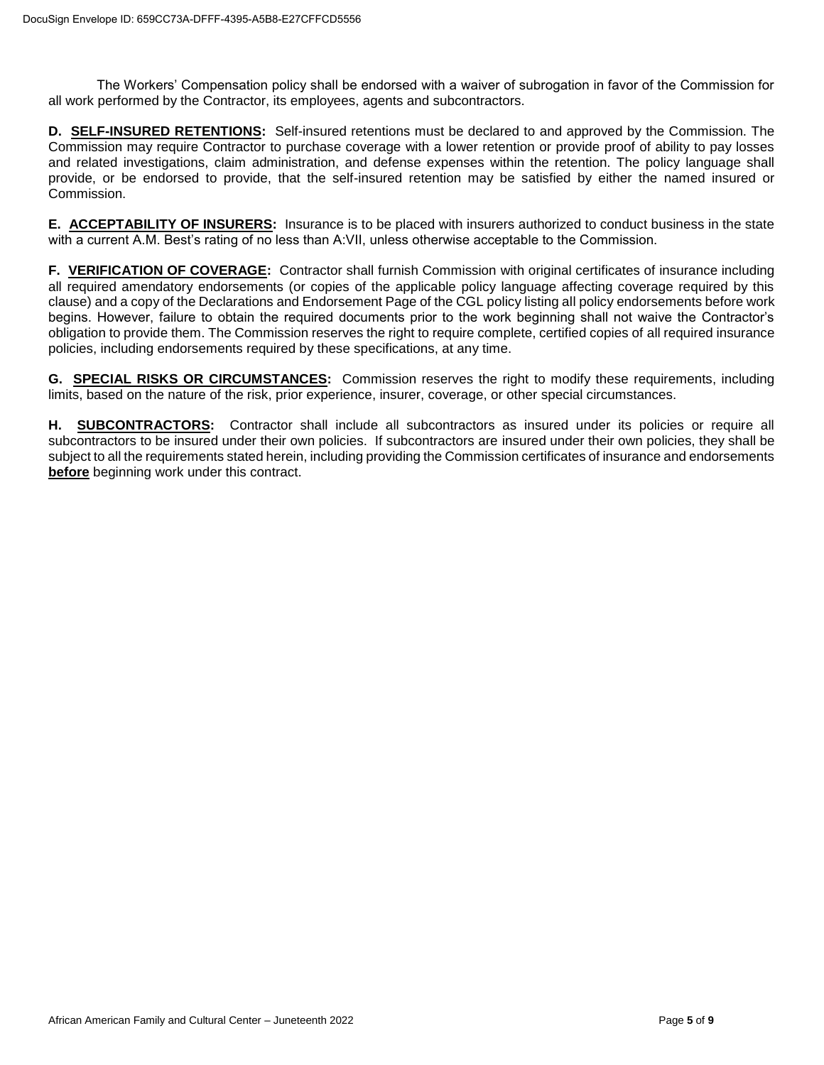The Workers' Compensation policy shall be endorsed with a waiver of subrogation in favor of the Commission for all work performed by the Contractor, its employees, agents and subcontractors.

**D. SELF-INSURED RETENTIONS:** Self-insured retentions must be declared to and approved by the Commission. The Commission may require Contractor to purchase coverage with a lower retention or provide proof of ability to pay losses and related investigations, claim administration, and defense expenses within the retention. The policy language shall provide, or be endorsed to provide, that the self-insured retention may be satisfied by either the named insured or Commission.

**E. ACCEPTABILITY OF INSURERS:** Insurance is to be placed with insurers authorized to conduct business in the state with a current A.M. Best's rating of no less than A:VII, unless otherwise acceptable to the Commission.

**F. VERIFICATION OF COVERAGE:** Contractor shall furnish Commission with original certificates of insurance including all required amendatory endorsements (or copies of the applicable policy language affecting coverage required by this clause) and a copy of the Declarations and Endorsement Page of the CGL policy listing all policy endorsements before work begins. However, failure to obtain the required documents prior to the work beginning shall not waive the Contractor's obligation to provide them. The Commission reserves the right to require complete, certified copies of all required insurance policies, including endorsements required by these specifications, at any time.

**G. SPECIAL RISKS OR CIRCUMSTANCES:** Commission reserves the right to modify these requirements, including limits, based on the nature of the risk, prior experience, insurer, coverage, or other special circumstances.

**H. SUBCONTRACTORS:** Contractor shall include all subcontractors as insured under its policies or require all subcontractors to be insured under their own policies. If subcontractors are insured under their own policies, they shall be subject to all the requirements stated herein, including providing the Commission certificates of insurance and endorsements **before** beginning work under this contract.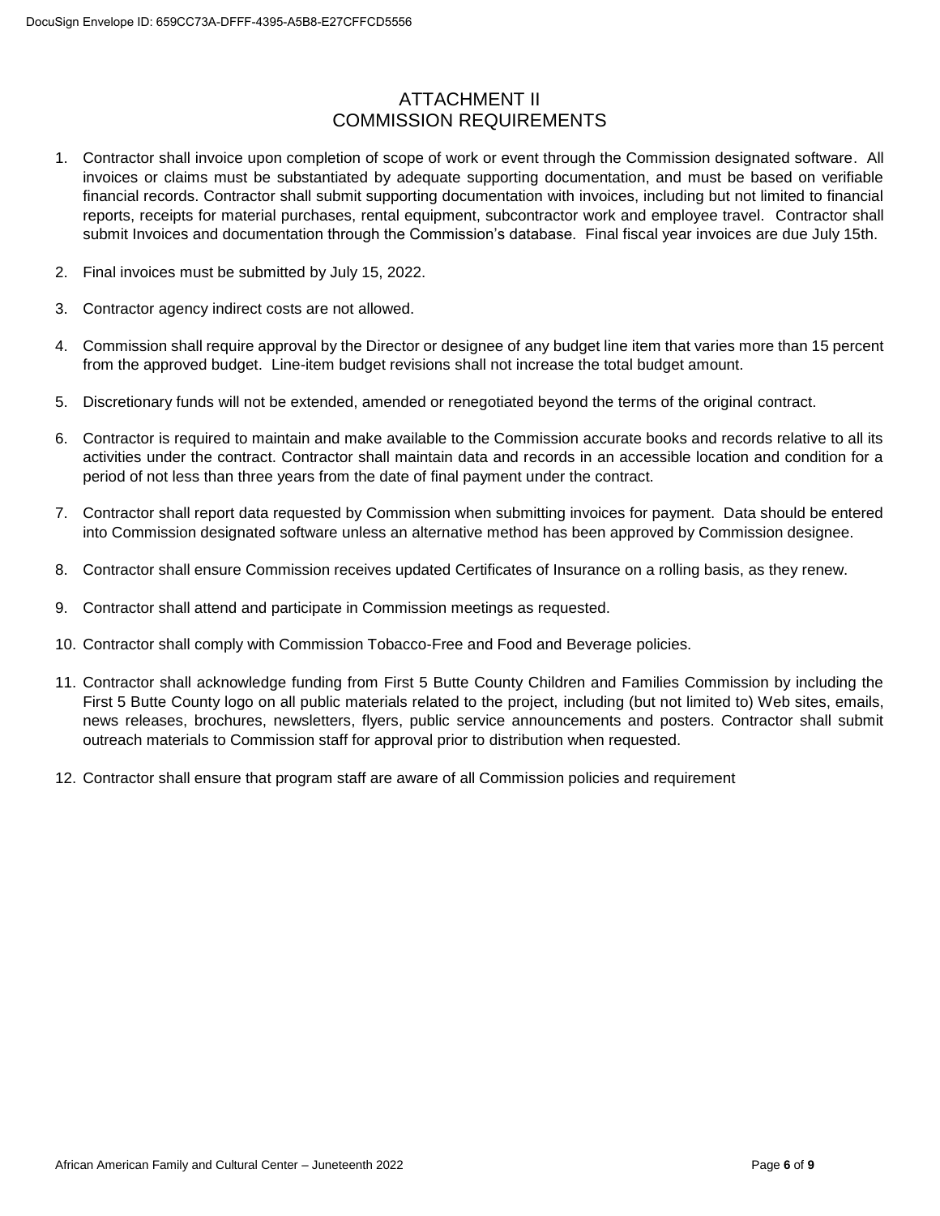# ATTACHMENT II
# COMMISSION REQUIREMENTS

1. Contractor shall invoice upon completion of scope of work or event through the Commission designated software. All invoices or claims must be substantiated by adequate supporting documentation, and must be based on verifiable financial records. Contractor shall submit supporting documentation with invoices, including but not limited to financial reports, receipts for material purchases, rental equipment, subcontractor work and employee travel. Contractor shall submit Invoices and documentation through the Commission's database. Final fiscal year invoices are due July 15th.

2. Final invoices must be submitted by July 15, 2022.

3. Contractor agency indirect costs are not allowed.

4. Commission shall require approval by the Director or designee of any budget line item that varies more than 15 percent from the approved budget. Line-item budget revisions shall not increase the total budget amount.

5. Discretionary funds will not be extended, amended or renegotiated beyond the terms of the original contract.

6. Contractor is required to maintain and make available to the Commission accurate books and records relative to all its activities under the contract. Contractor shall maintain data and records in an accessible location and condition for a period of not less than three years from the date of final payment under the contract.

7. Contractor shall report data requested by Commission when submitting invoices for payment. Data should be entered into Commission designated software unless an alternative method has been approved by Commission designee.

8. Contractor shall ensure Commission receives updated Certificates of Insurance on a rolling basis, as they renew.

9. Contractor shall attend and participate in Commission meetings as requested.

10. Contractor shall comply with Commission Tobacco-Free and Food and Beverage policies.

11. Contractor shall acknowledge funding from First 5 Butte County Children and Families Commission by including the First 5 Butte County logo on all public materials related to the project, including (but not limited to) Web sites, emails, news releases, brochures, newsletters, flyers, public service announcements and posters. Contractor shall submit outreach materials to Commission staff for approval prior to distribution when requested.

12. Contractor shall ensure that program staff are aware of all Commission policies and requirement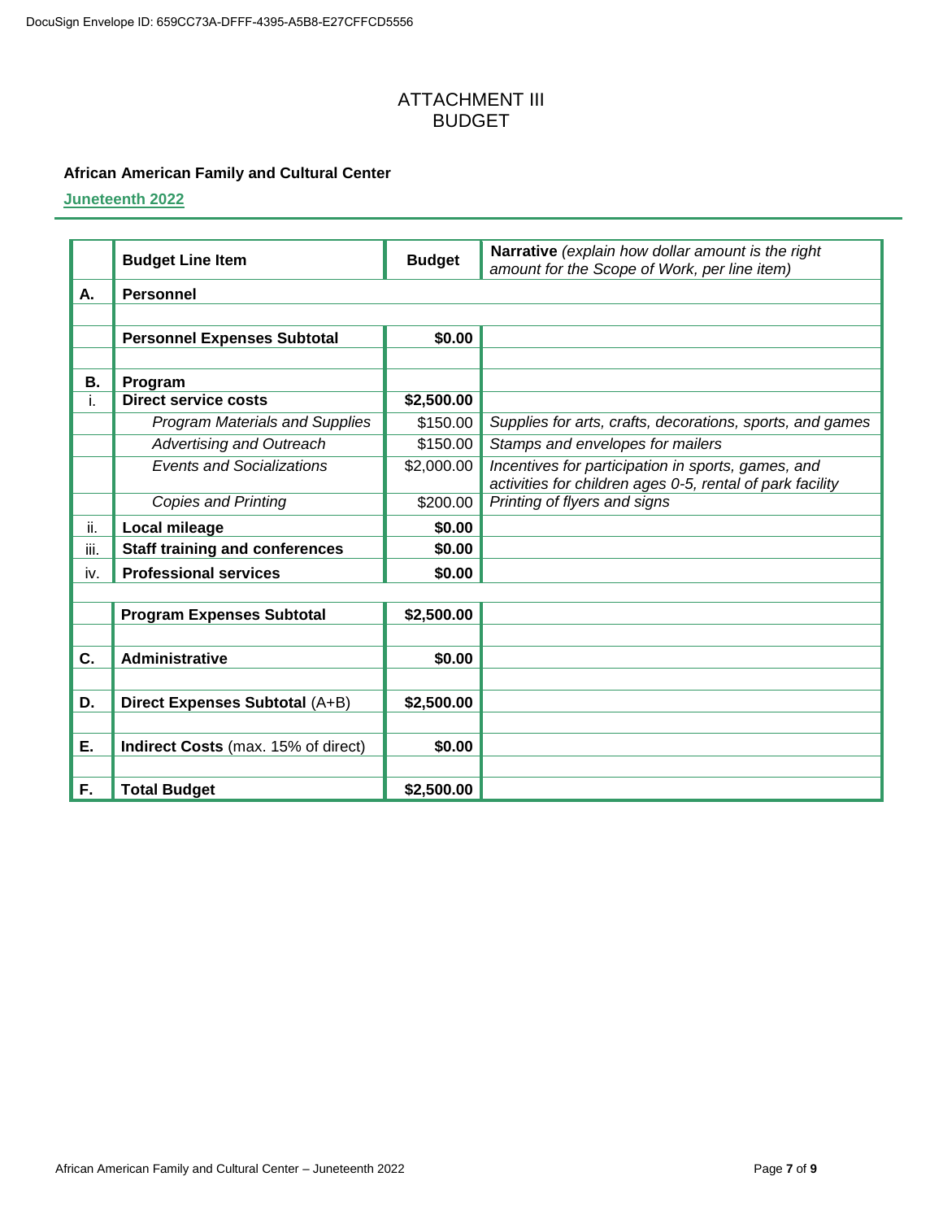# ATTACHMENT III
# BUDGET

**African American Family and Cultural Center**

**Juneteenth 2022**

| | Budget Line Item | Budget | **Narrative** *(explain how dollar amount is the right amount for the Scope of Work, per line item)* |
|---|---|---|---|
| **A.** | **Personnel** | | |
| | | | |
| | **Personnel Expenses Subtotal** | **$0.00** | |
| | | | |
| **B.** | **Program** | | |
| i. | **Direct service costs** | **$2,500.00** | |
| | *Program Materials and Supplies* | $150.00 | *Supplies for arts, crafts, decorations, sports, and games* |
| | *Advertising and Outreach* | $150.00 | *Stamps and envelopes for mailers* |
| | *Events and Socializations* | $2,000.00 | *Incentives for participation in sports, games, and activities for children ages 0-5, rental of park facility* |
| | *Copies and Printing* | $200.00 | *Printing of flyers and signs* |
| ii. | **Local mileage** | **$0.00** | |
| iii. | **Staff training and conferences** | **$0.00** | |
| iv. | **Professional services** | **$0.00** | |
| | | | |
| | **Program Expenses Subtotal** | **$2,500.00** | |
| | | | |
| **C.** | **Administrative** | **$0.00** | |
| | | | |
| **D.** | **Direct Expenses Subtotal** (A+B) | **$2,500.00** | |
| | | | |
| **E.** | **Indirect Costs** (max. 15% of direct) | **$0.00** | |
| | | | |
| **F.** | **Total Budget** | **$2,500.00** | |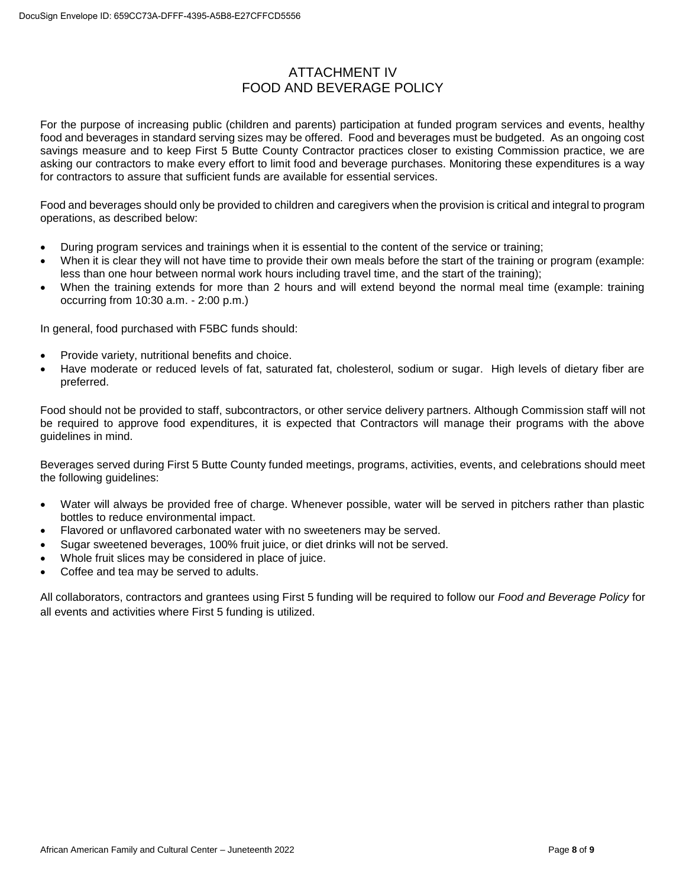# ATTACHMENT IV
# FOOD AND BEVERAGE POLICY

For the purpose of increasing public (children and parents) participation at funded program services and events, healthy food and beverages in standard serving sizes may be offered. Food and beverages must be budgeted. As an ongoing cost savings measure and to keep First 5 Butte County Contractor practices closer to existing Commission practice, we are asking our contractors to make every effort to limit food and beverage purchases. Monitoring these expenditures is a way for contractors to assure that sufficient funds are available for essential services.

Food and beverages should only be provided to children and caregivers when the provision is critical and integral to program operations, as described below:

- During program services and trainings when it is essential to the content of the service or training;
- When it is clear they will not have time to provide their own meals before the start of the training or program (example: less than one hour between normal work hours including travel time, and the start of the training);
- When the training extends for more than 2 hours and will extend beyond the normal meal time (example: training occurring from 10:30 a.m. - 2:00 p.m.)

In general, food purchased with F5BC funds should:

- Provide variety, nutritional benefits and choice.
- Have moderate or reduced levels of fat, saturated fat, cholesterol, sodium or sugar. High levels of dietary fiber are preferred.

Food should not be provided to staff, subcontractors, or other service delivery partners. Although Commission staff will not be required to approve food expenditures, it is expected that Contractors will manage their programs with the above guidelines in mind.

Beverages served during First 5 Butte County funded meetings, programs, activities, events, and celebrations should meet the following guidelines:

- Water will always be provided free of charge. Whenever possible, water will be served in pitchers rather than plastic bottles to reduce environmental impact.
- Flavored or unflavored carbonated water with no sweeteners may be served.
- Sugar sweetened beverages, 100% fruit juice, or diet drinks will not be served.
- Whole fruit slices may be considered in place of juice.
- Coffee and tea may be served to adults.

All collaborators, contractors and grantees using First 5 funding will be required to follow our *Food and Beverage Policy* for all events and activities where First 5 funding is utilized.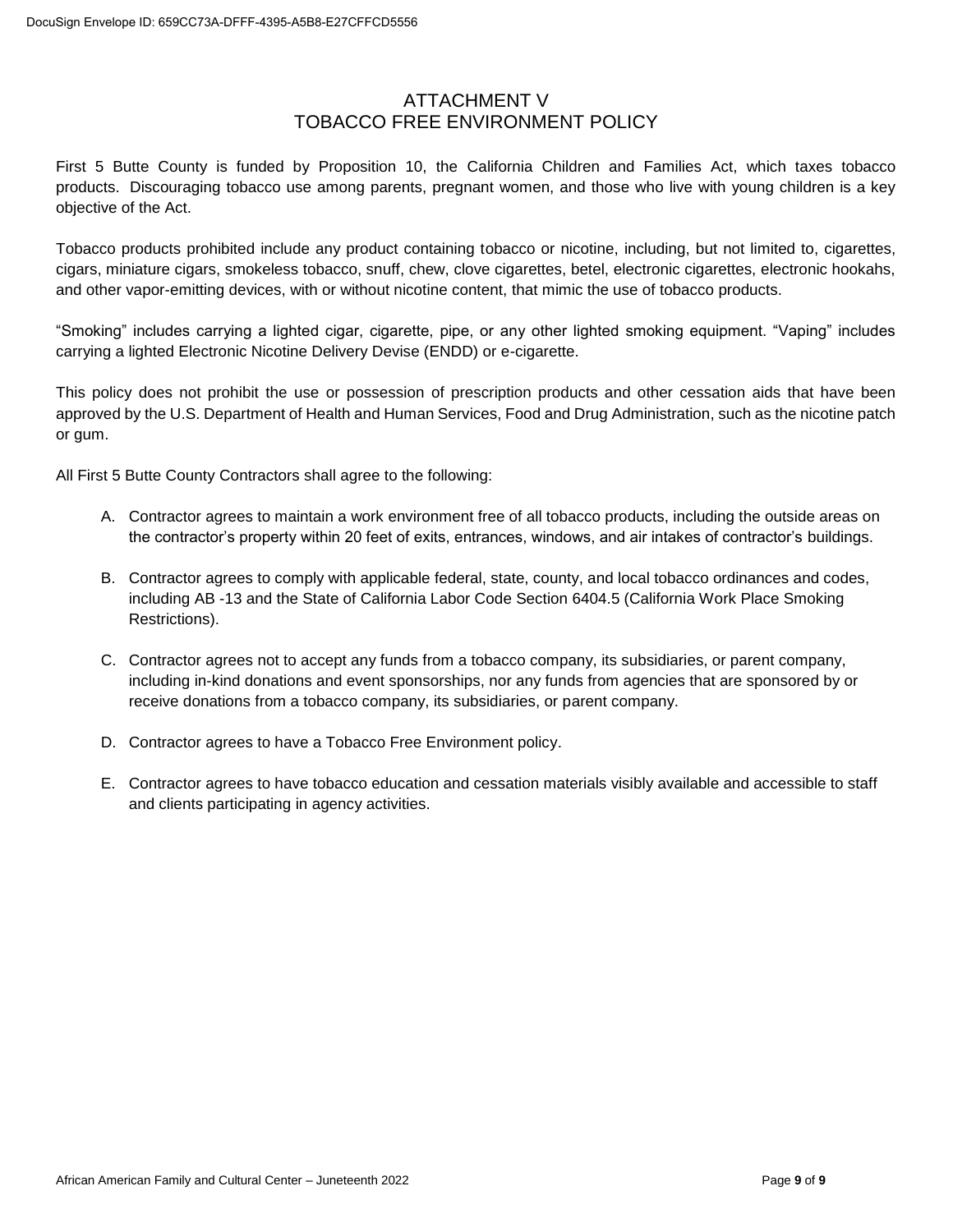# ATTACHMENT V
# TOBACCO FREE ENVIRONMENT POLICY

First 5 Butte County is funded by Proposition 10, the California Children and Families Act, which taxes tobacco products. Discouraging tobacco use among parents, pregnant women, and those who live with young children is a key objective of the Act.

Tobacco products prohibited include any product containing tobacco or nicotine, including, but not limited to, cigarettes, cigars, miniature cigars, smokeless tobacco, snuff, chew, clove cigarettes, betel, electronic cigarettes, electronic hookahs, and other vapor-emitting devices, with or without nicotine content, that mimic the use of tobacco products.

"Smoking" includes carrying a lighted cigar, cigarette, pipe, or any other lighted smoking equipment. "Vaping" includes carrying a lighted Electronic Nicotine Delivery Devise (ENDD) or e-cigarette.

This policy does not prohibit the use or possession of prescription products and other cessation aids that have been approved by the U.S. Department of Health and Human Services, Food and Drug Administration, such as the nicotine patch or gum.

All First 5 Butte County Contractors shall agree to the following:

A. Contractor agrees to maintain a work environment free of all tobacco products, including the outside areas on the contractor's property within 20 feet of exits, entrances, windows, and air intakes of contractor's buildings.

B. Contractor agrees to comply with applicable federal, state, county, and local tobacco ordinances and codes, including AB -13 and the State of California Labor Code Section 6404.5 (California Work Place Smoking Restrictions).

C. Contractor agrees not to accept any funds from a tobacco company, its subsidiaries, or parent company, including in-kind donations and event sponsorships, nor any funds from agencies that are sponsored by or receive donations from a tobacco company, its subsidiaries, or parent company.

D. Contractor agrees to have a Tobacco Free Environment policy.

E. Contractor agrees to have tobacco education and cessation materials visibly available and accessible to staff and clients participating in agency activities.